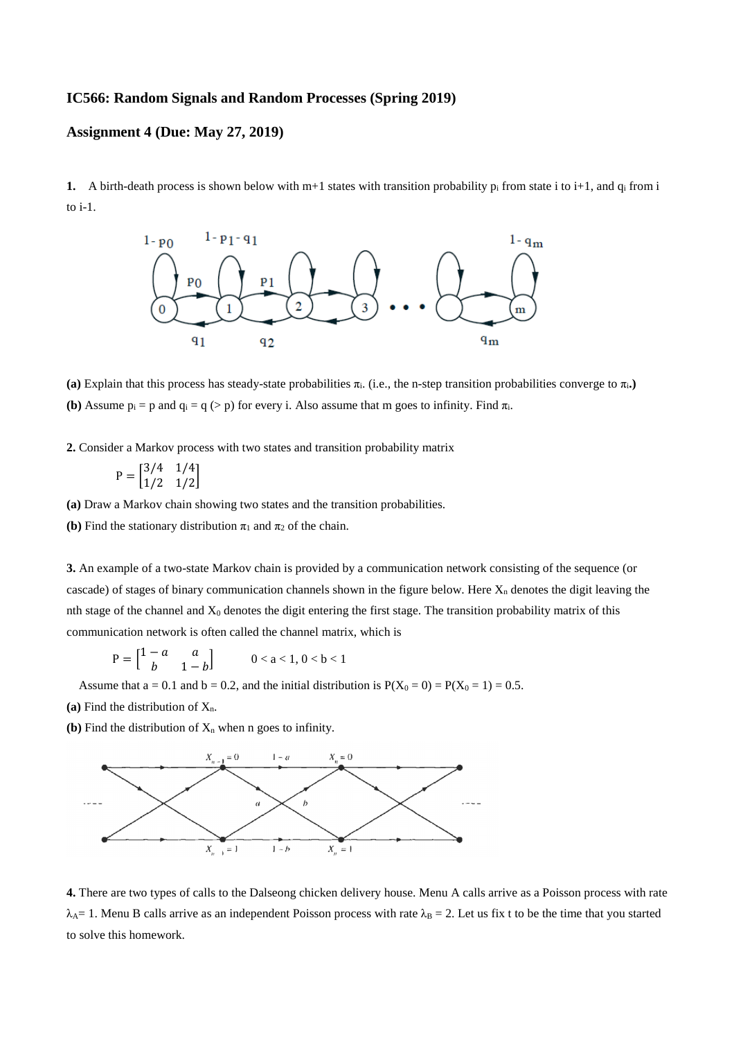**IC566: Random Signals and Random Processes (Spring 2019)**

**Assignment 4 (Due: May 27, 2019)**

**1.** A birth-death process is shown below with m+1 states with transition probability $p_i$ from state i to i+1, and $q_i$ from i to i-1.

**(a)** Explain that this process has steady-state probabilities $\pi_i$. (i.e., the n-step transition probabilities converge to $\pi_i$.**)**

**(b)** Assume $p_i = p$ and $q_i = q$ (> p) for every i. Also assume that m goes to infinity. Find $\pi_i$.

**2.** Consider a Markov process with two states and transition probability matrix

$$P = \begin{bmatrix} 3/4 & 1/4 \\ 1/2 & 1/2 \end{bmatrix}$$

**(a)** Draw a Markov chain showing two states and the transition probabilities.

**(b)** Find the stationary distribution $\pi_1$ and $\pi_2$ of the chain.

**3.** An example of a two-state Markov chain is provided by a communication network consisting of the sequence (or cascade) of stages of binary communication channels shown in the figure below. Here $X_n$ denotes the digit leaving the nth stage of the channel and $X_0$ denotes the digit entering the first stage. The transition probability matrix of this communication network is often called the channel matrix, which is

$$P = \begin{bmatrix} 1-a & a \\ b & 1-b \end{bmatrix} \qquad 0 < a < 1,\ 0 < b < 1$$

Assume that a = 0.1 and b = 0.2, and the initial distribution is $P(X_0 = 0) = P(X_0 = 1) = 0.5$.

**(a)** Find the distribution of $X_n$.

**(b)** Find the distribution of $X_n$ when n goes to infinity.

**4.** There are two types of calls to the Dalseong chicken delivery house. Menu A calls arrive as a Poisson process with rate $\lambda_A = 1$. Menu B calls arrive as an independent Poisson process with rate $\lambda_B = 2$. Let us fix t to be the time that you started to solve this homework.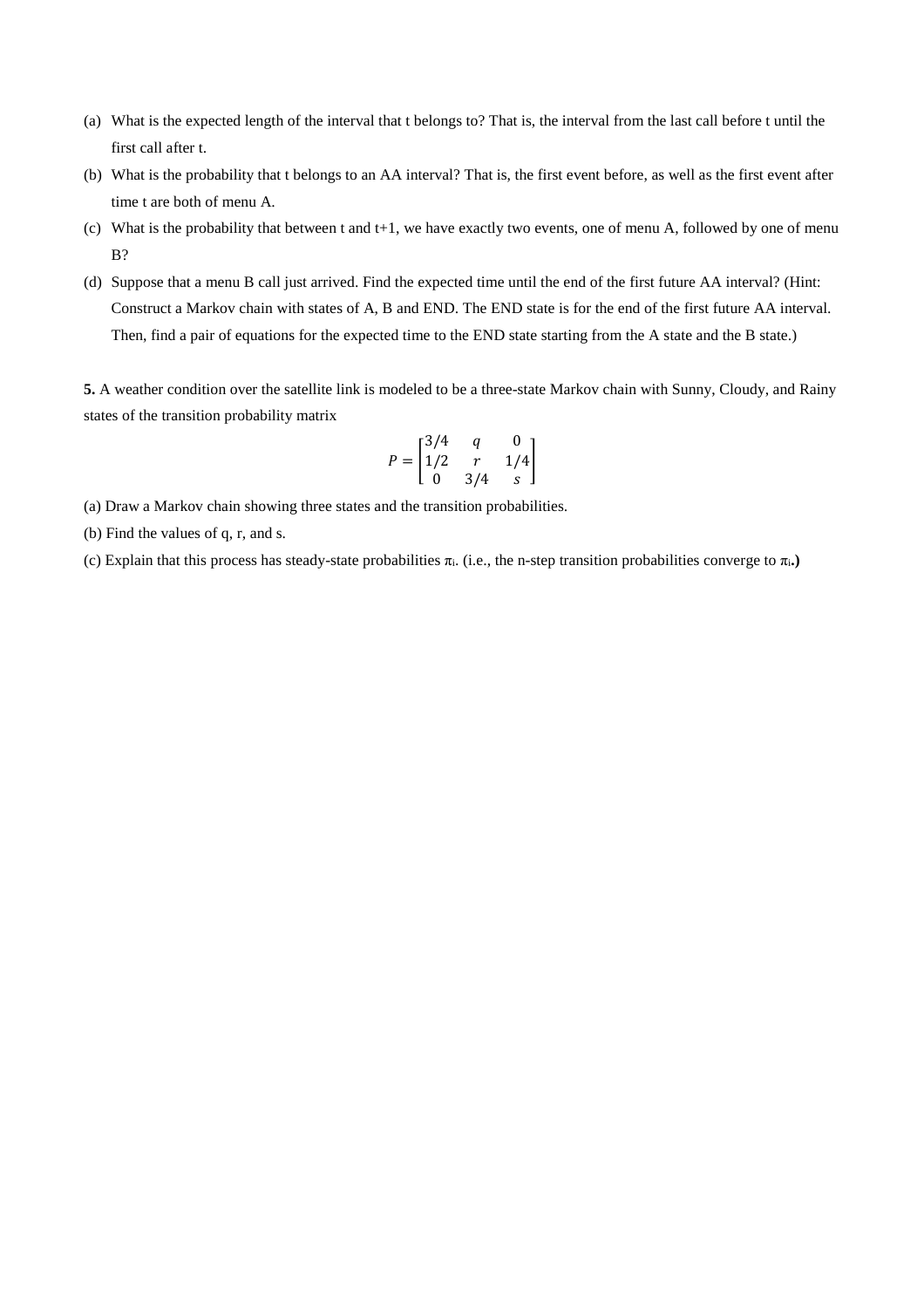(a) What is the expected length of the interval that t belongs to? That is, the interval from the last call before t until the first call after t.

(b) What is the probability that t belongs to an AA interval? That is, the first event before, as well as the first event after time t are both of menu A.

(c) What is the probability that between t and t+1, we have exactly two events, one of menu A, followed by one of menu B?

(d) Suppose that a menu B call just arrived. Find the expected time until the end of the first future AA interval? (Hint: Construct a Markov chain with states of A, B and END. The END state is for the end of the first future AA interval. Then, find a pair of equations for the expected time to the END state starting from the A state and the B state.)

**5.** A weather condition over the satellite link is modeled to be a three-state Markov chain with Sunny, Cloudy, and Rainy states of the transition probability matrix

$$P = \begin{bmatrix} 3/4 & q & 0 \\ 1/2 & r & 1/4 \\ 0 & 3/4 & s \end{bmatrix}$$

(a) Draw a Markov chain showing three states and the transition probabilities.

(b) Find the values of q, r, and s.

(c) Explain that this process has steady-state probabilities $\pi_i$. (i.e., the n-step transition probabilities converge to $\pi_i$.)